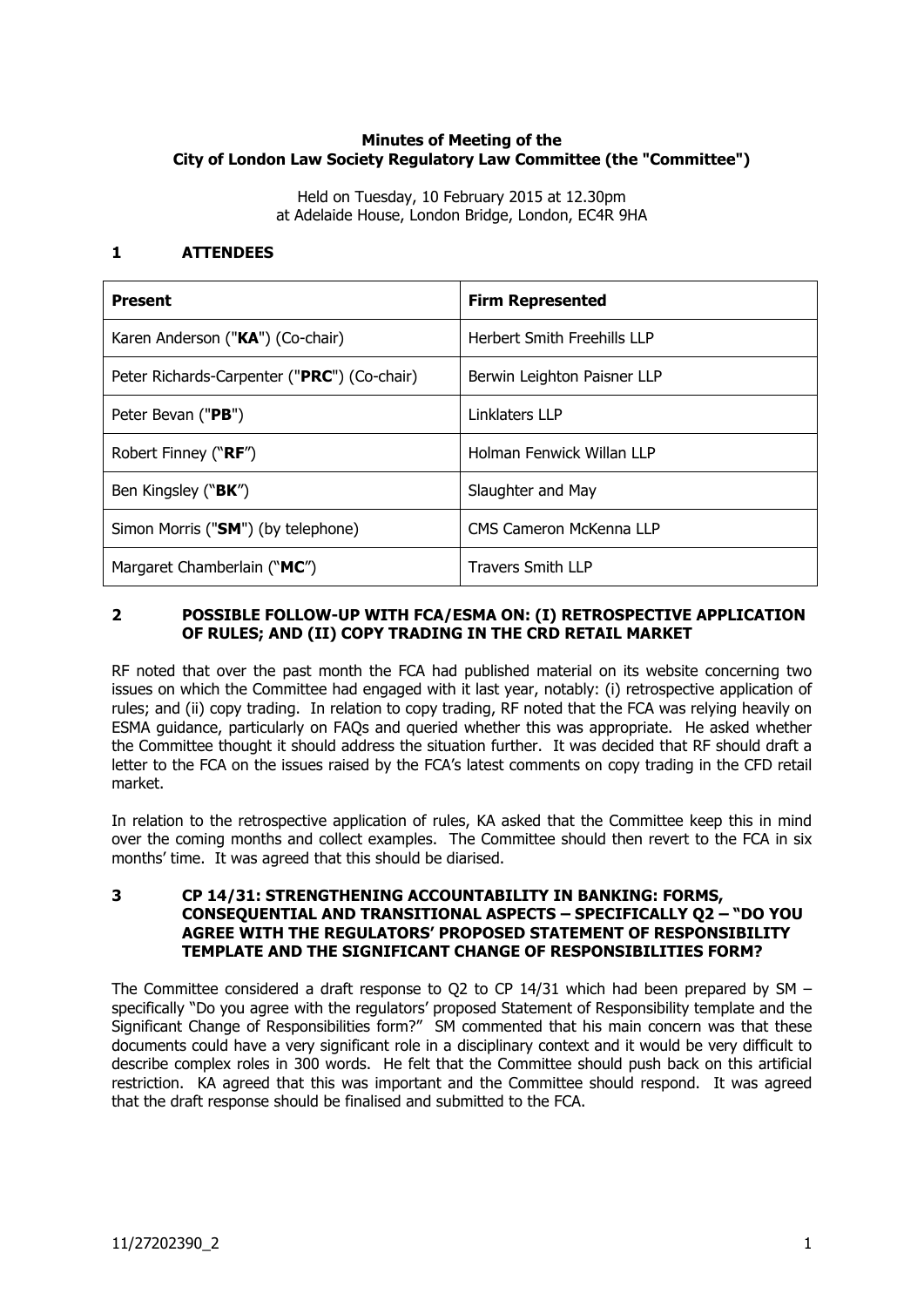**Minutes of Meeting of the**
**City of London Law Society Regulatory Law Committee (the "Committee")**

Held on Tuesday, 10 February 2015 at 12.30pm
at Adelaide House, London Bridge, London, EC4R 9HA

## 1 ATTENDEES

| **Present** | **Firm Represented** |
|---|---|
| Karen Anderson ("**KA**") (Co-chair) | Herbert Smith Freehills LLP |
| Peter Richards-Carpenter ("**PRC**") (Co-chair) | Berwin Leighton Paisner LLP |
| Peter Bevan ("**PB**") | Linklaters LLP |
| Robert Finney ("**RF**") | Holman Fenwick Willan LLP |
| Ben Kingsley ("**BK**") | Slaughter and May |
| Simon Morris ("**SM**") (by telephone) | CMS Cameron McKenna LLP |
| Margaret Chamberlain ("**MC**") | Travers Smith LLP |

## 2 POSSIBLE FOLLOW-UP WITH FCA/ESMA ON: (I) RETROSPECTIVE APPLICATION OF RULES; AND (II) COPY TRADING IN THE CRD RETAIL MARKET

RF noted that over the past month the FCA had published material on its website concerning two issues on which the Committee had engaged with it last year, notably: (i) retrospective application of rules; and (ii) copy trading. In relation to copy trading, RF noted that the FCA was relying heavily on ESMA guidance, particularly on FAQs and queried whether this was appropriate. He asked whether the Committee thought it should address the situation further. It was decided that RF should draft a letter to the FCA on the issues raised by the FCA's latest comments on copy trading in the CFD retail market.

In relation to the retrospective application of rules, KA asked that the Committee keep this in mind over the coming months and collect examples. The Committee should then revert to the FCA in six months' time. It was agreed that this should be diarised.

## 3 CP 14/31: STRENGTHENING ACCOUNTABILITY IN BANKING: FORMS, CONSEQUENTIAL AND TRANSITIONAL ASPECTS – SPECIFICALLY Q2 – "DO YOU AGREE WITH THE REGULATORS' PROPOSED STATEMENT OF RESPONSIBILITY TEMPLATE AND THE SIGNIFICANT CHANGE OF RESPONSIBILITIES FORM?

The Committee considered a draft response to Q2 to CP 14/31 which had been prepared by SM – specifically "Do you agree with the regulators' proposed Statement of Responsibility template and the Significant Change of Responsibilities form?" SM commented that his main concern was that these documents could have a very significant role in a disciplinary context and it would be very difficult to describe complex roles in 300 words. He felt that the Committee should push back on this artificial restriction. KA agreed that this was important and the Committee should respond. It was agreed that the draft response should be finalised and submitted to the FCA.

11/27202390_2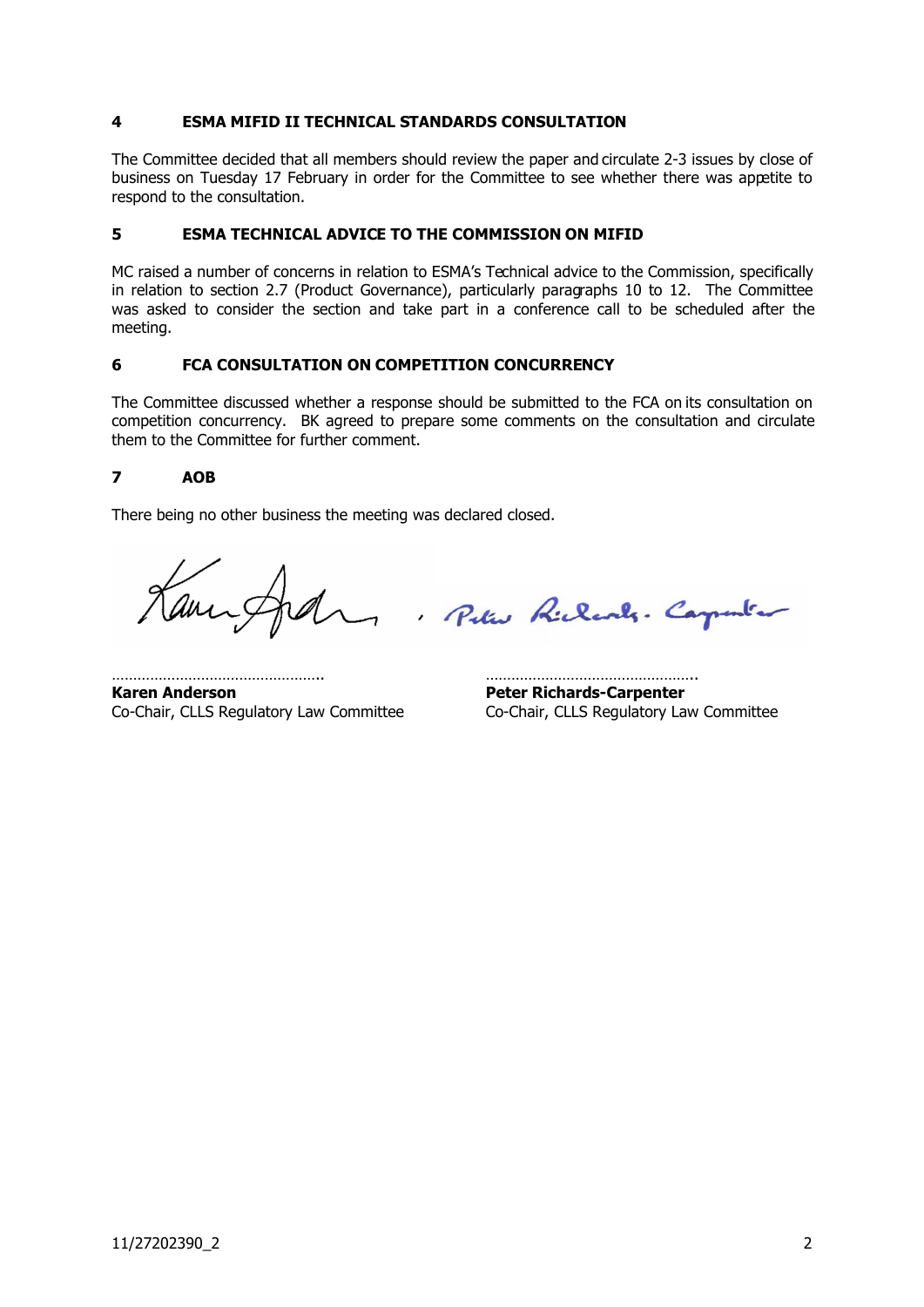## 4 ESMA MIFID II TECHNICAL STANDARDS CONSULTATION

The Committee decided that all members should review the paper and circulate 2-3 issues by close of business on Tuesday 17 February in order for the Committee to see whether there was appetite to respond to the consultation.

## 5 ESMA TECHNICAL ADVICE TO THE COMMISSION ON MIFID

MC raised a number of concerns in relation to ESMA's Technical advice to the Commission, specifically in relation to section 2.7 (Product Governance), particularly paragraphs 10 to 12. The Committee was asked to consider the section and take part in a conference call to be scheduled after the meeting.

## 6 FCA CONSULTATION ON COMPETITION CONCURRENCY

The Committee discussed whether a response should be submitted to the FCA on its consultation on competition concurrency. BK agreed to prepare some comments on the consultation and circulate them to the Committee for further comment.

## 7 AOB

There being no other business the meeting was declared closed.

………………………………………….. 
**Karen Anderson**
Co-Chair, CLLS Regulatory Law Committee

………………………………………….. 
**Peter Richards-Carpenter**
Co-Chair, CLLS Regulatory Law Committee

11/27202390_2